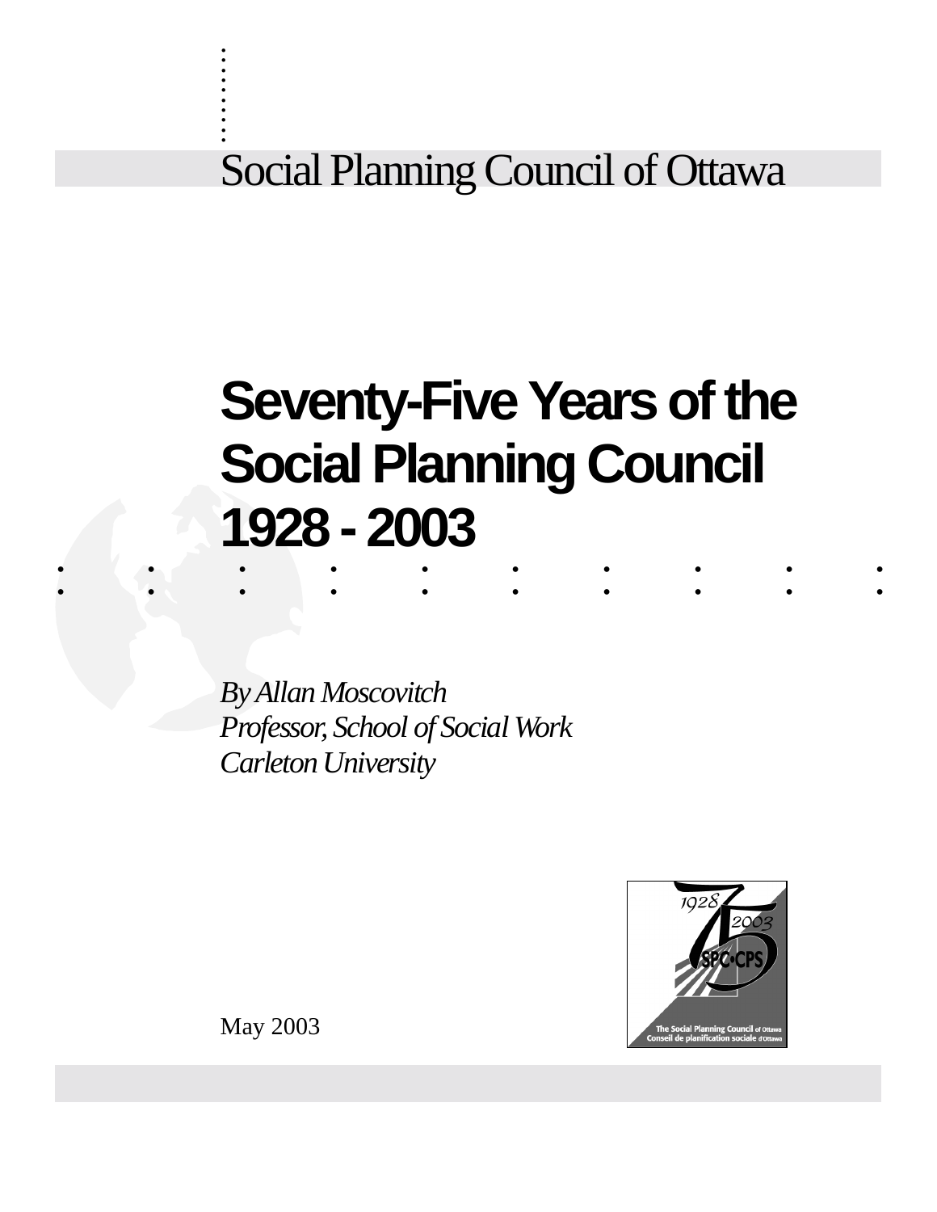Social Planning Council of Ottawa

# Seventy-Five Years of the Social Planning Council 1928 - 2003

*By Allan Moscovitch*
*Professor, School of Social Work*
*Carleton University*

May 2003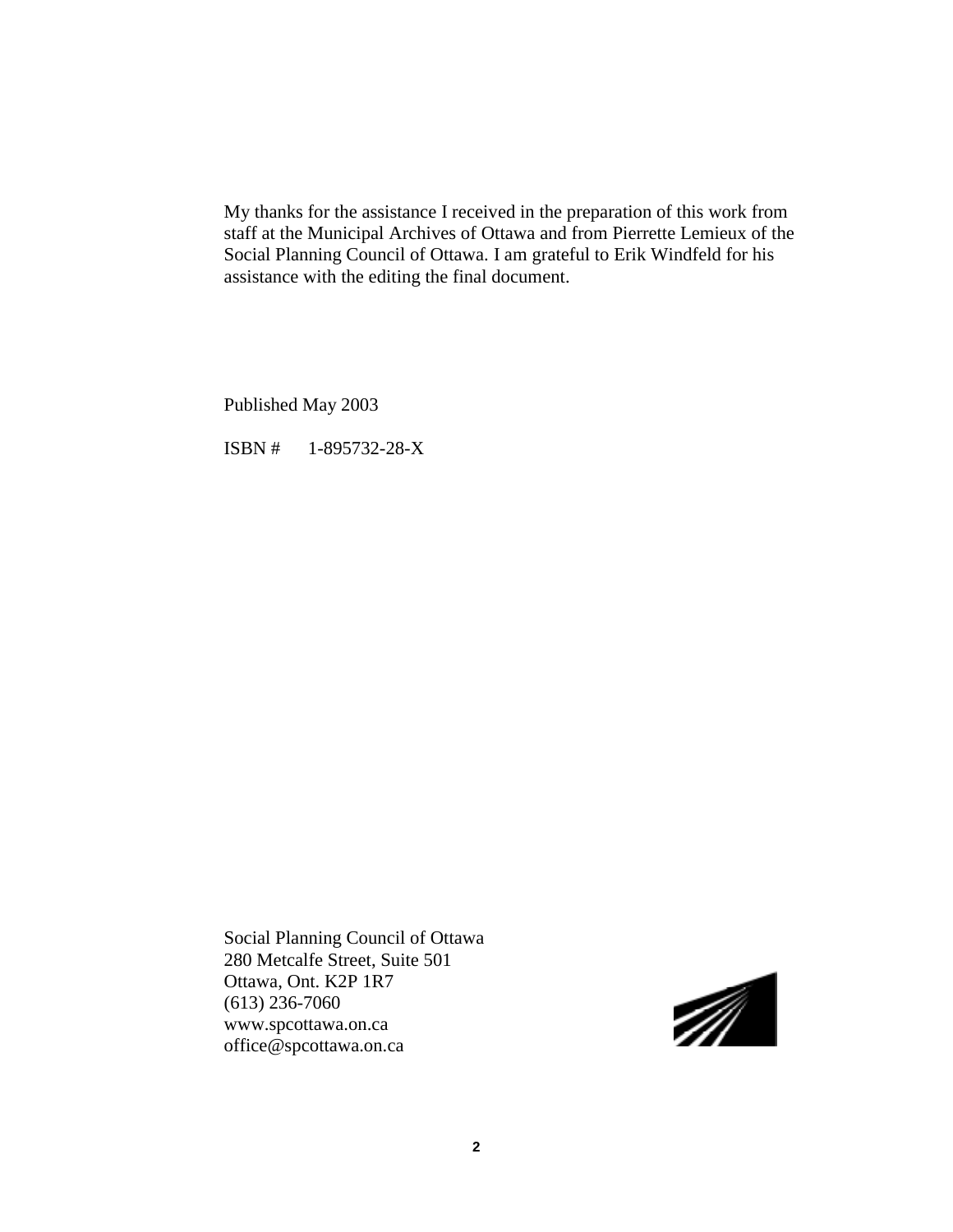My thanks for the assistance I received in the preparation of this work from staff at the Municipal Archives of Ottawa and from Pierrette Lemieux of the Social Planning Council of Ottawa. I am grateful to Erik Windfeld for his assistance with the editing the final document.

Published May 2003

ISBN # 1-895732-28-X

Social Planning Council of Ottawa
280 Metcalfe Street, Suite 501
Ottawa, Ont. K2P 1R7
(613) 236-7060
www.spcottawa.on.ca
office@spcottawa.on.ca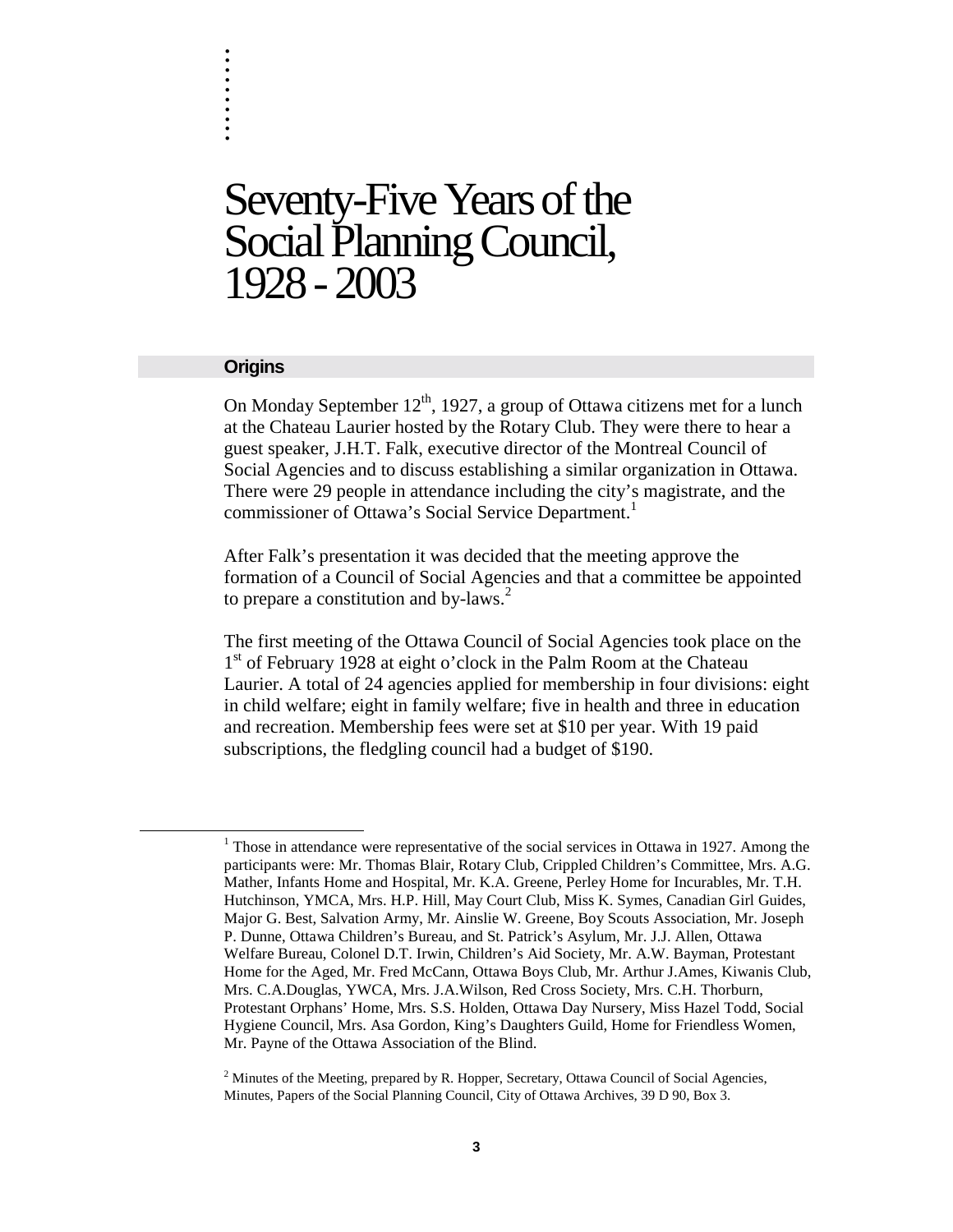# Seventy-Five Years of the Social Planning Council, 1928 - 2003

## Origins

On Monday September 12th, 1927, a group of Ottawa citizens met for a lunch at the Chateau Laurier hosted by the Rotary Club. They were there to hear a guest speaker, J.H.T. Falk, executive director of the Montreal Council of Social Agencies and to discuss establishing a similar organization in Ottawa. There were 29 people in attendance including the city's magistrate, and the commissioner of Ottawa's Social Service Department.[1]

After Falk's presentation it was decided that the meeting approve the formation of a Council of Social Agencies and that a committee be appointed to prepare a constitution and by-laws.[2]

The first meeting of the Ottawa Council of Social Agencies took place on the 1st of February 1928 at eight o'clock in the Palm Room at the Chateau Laurier. A total of 24 agencies applied for membership in four divisions: eight in child welfare; eight in family welfare; five in health and three in education and recreation. Membership fees were set at $10 per year. With 19 paid subscriptions, the fledgling council had a budget of $190.

---

[1] Those in attendance were representative of the social services in Ottawa in 1927. Among the participants were: Mr. Thomas Blair, Rotary Club, Crippled Children's Committee, Mrs. A.G. Mather, Infants Home and Hospital, Mr. K.A. Greene, Perley Home for Incurables, Mr. T.H. Hutchinson, YMCA, Mrs. H.P. Hill, May Court Club, Miss K. Symes, Canadian Girl Guides, Major G. Best, Salvation Army, Mr. Ainslie W. Greene, Boy Scouts Association, Mr. Joseph P. Dunne, Ottawa Children's Bureau, and St. Patrick's Asylum, Mr. J.J. Allen, Ottawa Welfare Bureau, Colonel D.T. Irwin, Children's Aid Society, Mr. A.W. Bayman, Protestant Home for the Aged, Mr. Fred McCann, Ottawa Boys Club, Mr. Arthur J.Ames, Kiwanis Club, Mrs. C.A.Douglas, YWCA, Mrs. J.A.Wilson, Red Cross Society, Mrs. C.H. Thorburn, Protestant Orphans' Home, Mrs. S.S. Holden, Ottawa Day Nursery, Miss Hazel Todd, Social Hygiene Council, Mrs. Asa Gordon, King's Daughters Guild, Home for Friendless Women, Mr. Payne of the Ottawa Association of the Blind.

[2] Minutes of the Meeting, prepared by R. Hopper, Secretary, Ottawa Council of Social Agencies, Minutes, Papers of the Social Planning Council, City of Ottawa Archives, 39 D 90, Box 3.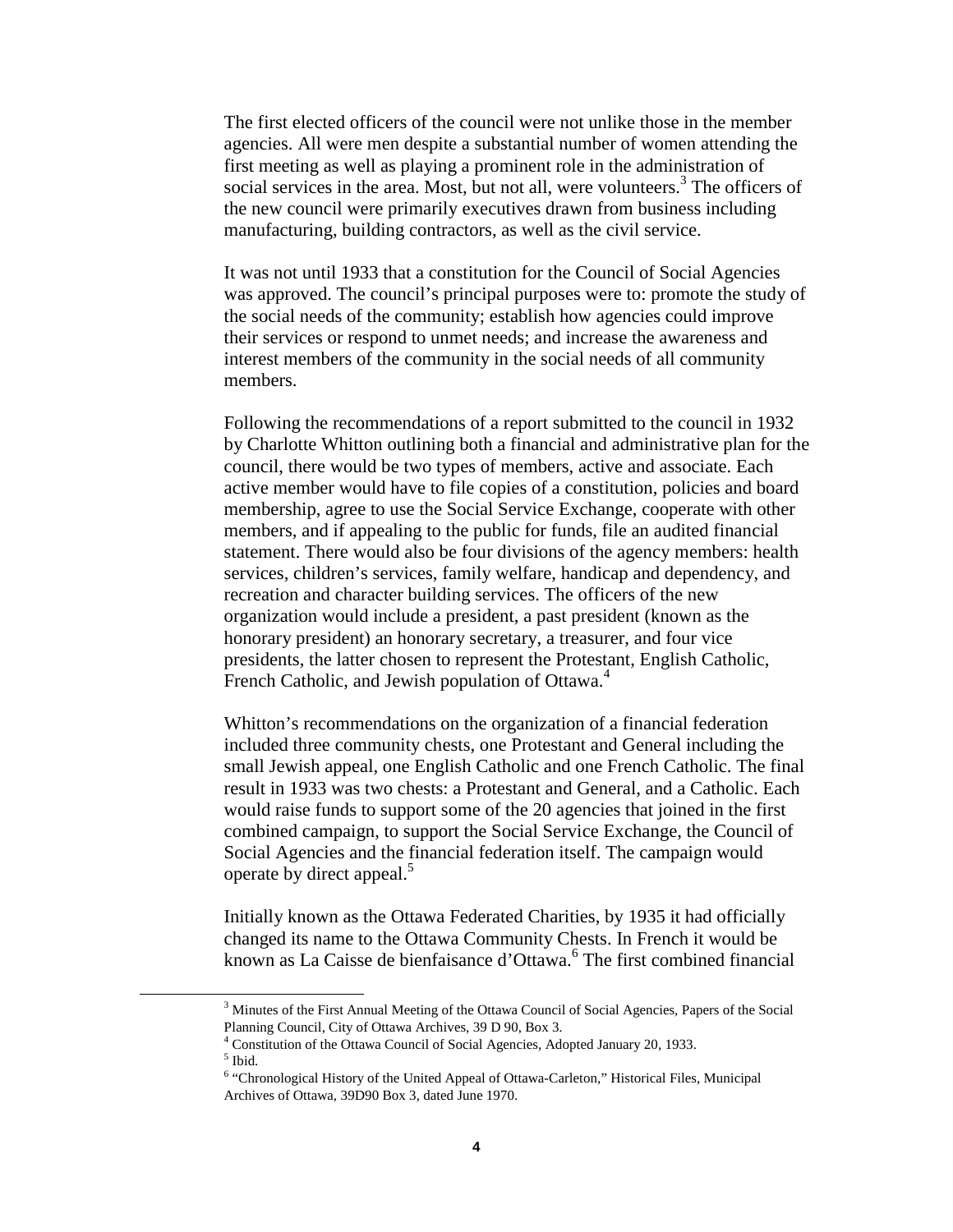The first elected officers of the council were not unlike those in the member agencies. All were men despite a substantial number of women attending the first meeting as well as playing a prominent role in the administration of social services in the area. Most, but not all, were volunteers.[3] The officers of the new council were primarily executives drawn from business including manufacturing, building contractors, as well as the civil service.

It was not until 1933 that a constitution for the Council of Social Agencies was approved. The council's principal purposes were to: promote the study of the social needs of the community; establish how agencies could improve their services or respond to unmet needs; and increase the awareness and interest members of the community in the social needs of all community members.

Following the recommendations of a report submitted to the council in 1932 by Charlotte Whitton outlining both a financial and administrative plan for the council, there would be two types of members, active and associate. Each active member would have to file copies of a constitution, policies and board membership, agree to use the Social Service Exchange, cooperate with other members, and if appealing to the public for funds, file an audited financial statement. There would also be four divisions of the agency members: health services, children's services, family welfare, handicap and dependency, and recreation and character building services. The officers of the new organization would include a president, a past president (known as the honorary president) an honorary secretary, a treasurer, and four vice presidents, the latter chosen to represent the Protestant, English Catholic, French Catholic, and Jewish population of Ottawa.[4]

Whitton's recommendations on the organization of a financial federation included three community chests, one Protestant and General including the small Jewish appeal, one English Catholic and one French Catholic. The final result in 1933 was two chests: a Protestant and General, and a Catholic. Each would raise funds to support some of the 20 agencies that joined in the first combined campaign, to support the Social Service Exchange, the Council of Social Agencies and the financial federation itself. The campaign would operate by direct appeal.[5]

Initially known as the Ottawa Federated Charities, by 1935 it had officially changed its name to the Ottawa Community Chests. In French it would be known as La Caisse de bienfaisance d'Ottawa.[6] The first combined financial

[3] Minutes of the First Annual Meeting of the Ottawa Council of Social Agencies, Papers of the Social Planning Council, City of Ottawa Archives, 39 D 90, Box 3.

[4] Constitution of the Ottawa Council of Social Agencies, Adopted January 20, 1933.

[5] Ibid.

[6] "Chronological History of the United Appeal of Ottawa-Carleton," Historical Files, Municipal Archives of Ottawa, 39D90 Box 3, dated June 1970.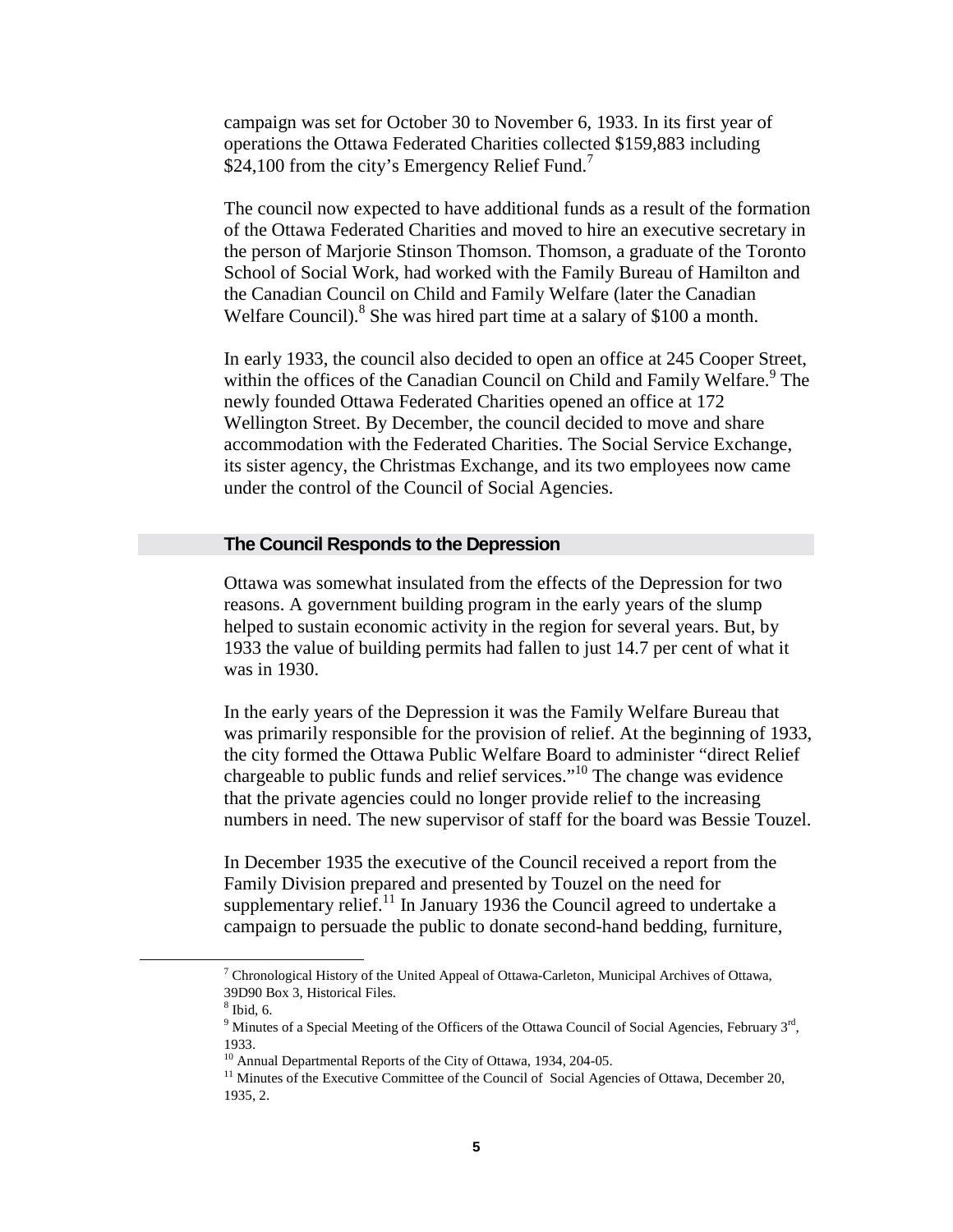campaign was set for October 30 to November 6, 1933. In its first year of operations the Ottawa Federated Charities collected $159,883 including $24,100 from the city's Emergency Relief Fund.[7]

The council now expected to have additional funds as a result of the formation of the Ottawa Federated Charities and moved to hire an executive secretary in the person of Marjorie Stinson Thomson. Thomson, a graduate of the Toronto School of Social Work, had worked with the Family Bureau of Hamilton and the Canadian Council on Child and Family Welfare (later the Canadian Welfare Council).[8] She was hired part time at a salary of $100 a month.

In early 1933, the council also decided to open an office at 245 Cooper Street, within the offices of the Canadian Council on Child and Family Welfare.[9] The newly founded Ottawa Federated Charities opened an office at 172 Wellington Street. By December, the council decided to move and share accommodation with the Federated Charities. The Social Service Exchange, its sister agency, the Christmas Exchange, and its two employees now came under the control of the Council of Social Agencies.

## The Council Responds to the Depression

Ottawa was somewhat insulated from the effects of the Depression for two reasons. A government building program in the early years of the slump helped to sustain economic activity in the region for several years. But, by 1933 the value of building permits had fallen to just 14.7 per cent of what it was in 1930.

In the early years of the Depression it was the Family Welfare Bureau that was primarily responsible for the provision of relief. At the beginning of 1933, the city formed the Ottawa Public Welfare Board to administer "direct Relief chargeable to public funds and relief services."[10] The change was evidence that the private agencies could no longer provide relief to the increasing numbers in need. The new supervisor of staff for the board was Bessie Touzel.

In December 1935 the executive of the Council received a report from the Family Division prepared and presented by Touzel on the need for supplementary relief.[11] In January 1936 the Council agreed to undertake a campaign to persuade the public to donate second-hand bedding, furniture,

---

[7] Chronological History of the United Appeal of Ottawa-Carleton, Municipal Archives of Ottawa, 39D90 Box 3, Historical Files.

[8] Ibid, 6.

[9] Minutes of a Special Meeting of the Officers of the Ottawa Council of Social Agencies, February 3rd, 1933.

[10] Annual Departmental Reports of the City of Ottawa, 1934, 204-05.

[11] Minutes of the Executive Committee of the Council of Social Agencies of Ottawa, December 20, 1935, 2.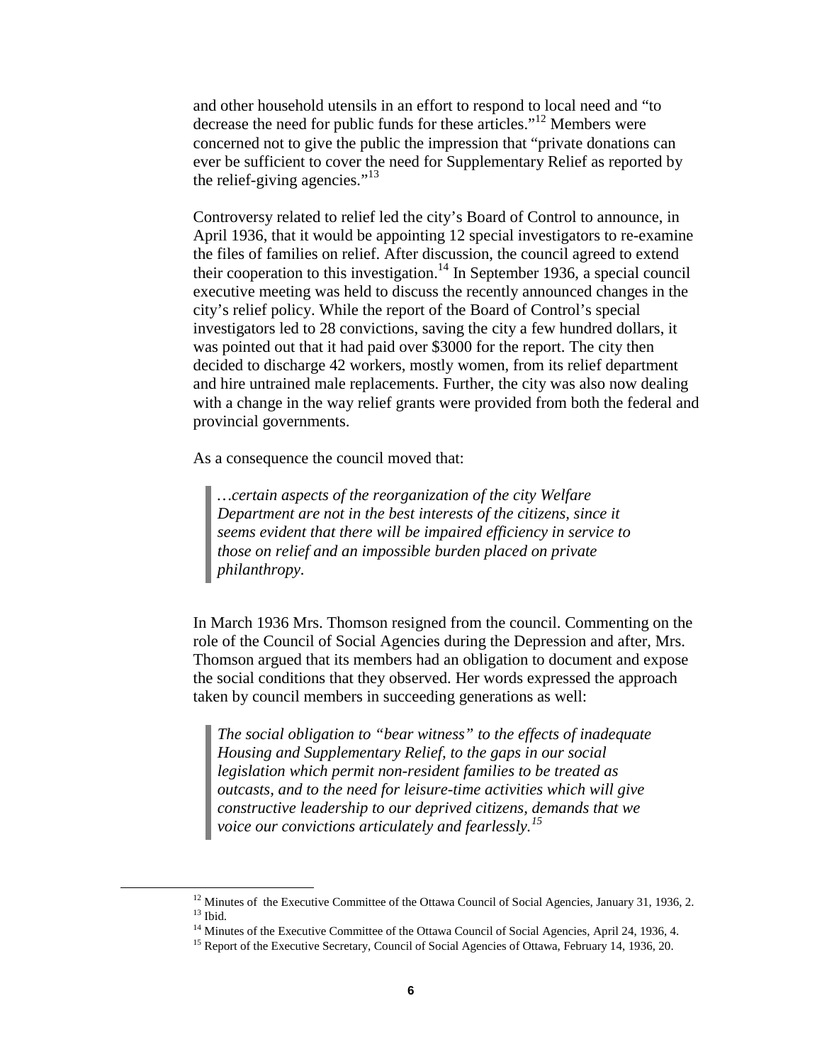and other household utensils in an effort to respond to local need and "to decrease the need for public funds for these articles."[12] Members were concerned not to give the public the impression that "private donations can ever be sufficient to cover the need for Supplementary Relief as reported by the relief-giving agencies."[13]

Controversy related to relief led the city's Board of Control to announce, in April 1936, that it would be appointing 12 special investigators to re-examine the files of families on relief. After discussion, the council agreed to extend their cooperation to this investigation.[14] In September 1936, a special council executive meeting was held to discuss the recently announced changes in the city's relief policy. While the report of the Board of Control's special investigators led to 28 convictions, saving the city a few hundred dollars, it was pointed out that it had paid over $3000 for the report. The city then decided to discharge 42 workers, mostly women, from its relief department and hire untrained male replacements. Further, the city was also now dealing with a change in the way relief grants were provided from both the federal and provincial governments.

As a consequence the council moved that:

> *…certain aspects of the reorganization of the city Welfare Department are not in the best interests of the citizens, since it seems evident that there will be impaired efficiency in service to those on relief and an impossible burden placed on private philanthropy.*

In March 1936 Mrs. Thomson resigned from the council. Commenting on the role of the Council of Social Agencies during the Depression and after, Mrs. Thomson argued that its members had an obligation to document and expose the social conditions that they observed. Her words expressed the approach taken by council members in succeeding generations as well:

> *The social obligation to "bear witness" to the effects of inadequate Housing and Supplementary Relief, to the gaps in our social legislation which permit non-resident families to be treated as outcasts, and to the need for leisure-time activities which will give constructive leadership to our deprived citizens, demands that we voice our convictions articulately and fearlessly.*[15]

---

[12] Minutes of the Executive Committee of the Ottawa Council of Social Agencies, January 31, 1936, 2.

[13] Ibid.

[14] Minutes of the Executive Committee of the Ottawa Council of Social Agencies, April 24, 1936, 4.

[15] Report of the Executive Secretary, Council of Social Agencies of Ottawa, February 14, 1936, 20.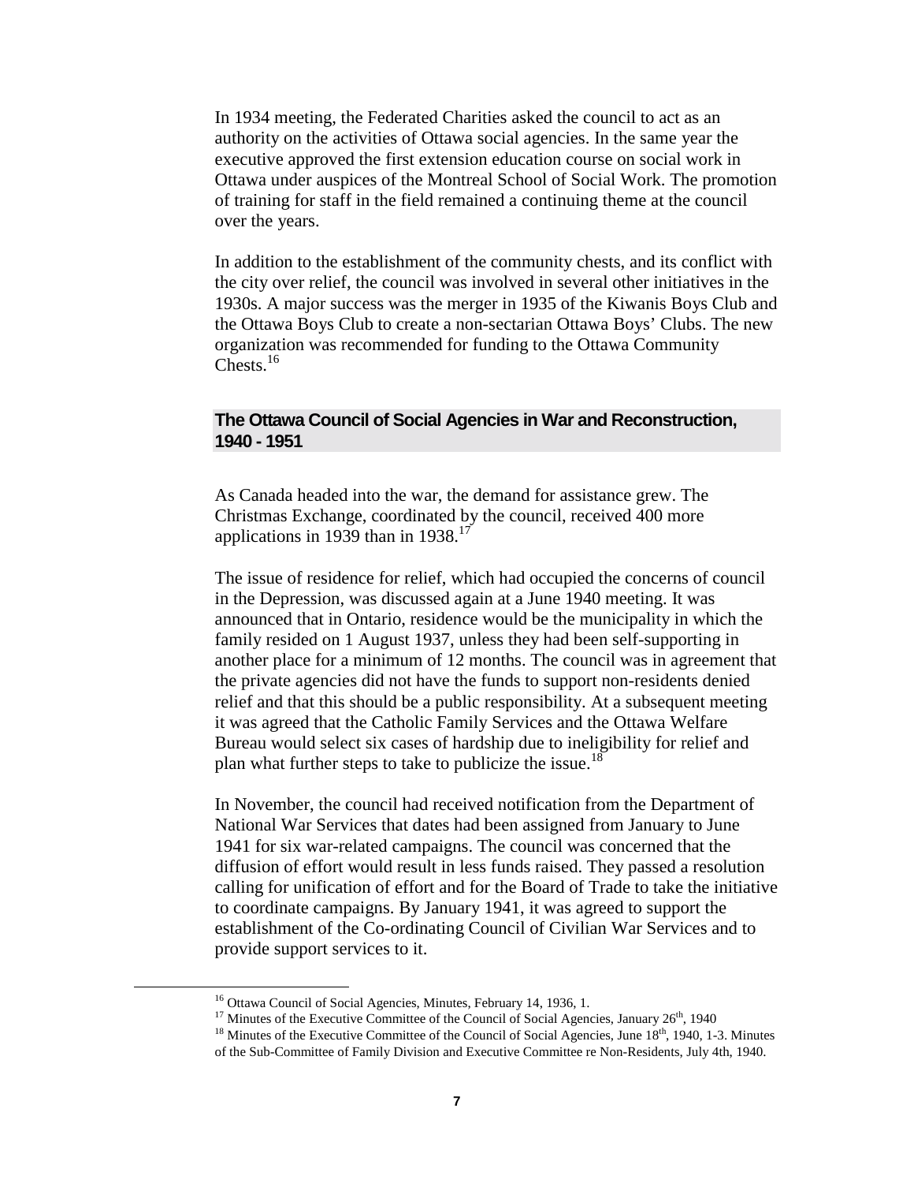In 1934 meeting, the Federated Charities asked the council to act as an authority on the activities of Ottawa social agencies. In the same year the executive approved the first extension education course on social work in Ottawa under auspices of the Montreal School of Social Work. The promotion of training for staff in the field remained a continuing theme at the council over the years.

In addition to the establishment of the community chests, and its conflict with the city over relief, the council was involved in several other initiatives in the 1930s. A major success was the merger in 1935 of the Kiwanis Boys Club and the Ottawa Boys Club to create a non-sectarian Ottawa Boys' Clubs. The new organization was recommended for funding to the Ottawa Community Chests.[16]

## The Ottawa Council of Social Agencies in War and Reconstruction, 1940 - 1951

As Canada headed into the war, the demand for assistance grew. The Christmas Exchange, coordinated by the council, received 400 more applications in 1939 than in 1938.[17]

The issue of residence for relief, which had occupied the concerns of council in the Depression, was discussed again at a June 1940 meeting. It was announced that in Ontario, residence would be the municipality in which the family resided on 1 August 1937, unless they had been self-supporting in another place for a minimum of 12 months. The council was in agreement that the private agencies did not have the funds to support non-residents denied relief and that this should be a public responsibility. At a subsequent meeting it was agreed that the Catholic Family Services and the Ottawa Welfare Bureau would select six cases of hardship due to ineligibility for relief and plan what further steps to take to publicize the issue.[18]

In November, the council had received notification from the Department of National War Services that dates had been assigned from January to June 1941 for six war-related campaigns. The council was concerned that the diffusion of effort would result in less funds raised. They passed a resolution calling for unification of effort and for the Board of Trade to take the initiative to coordinate campaigns. By January 1941, it was agreed to support the establishment of the Co-ordinating Council of Civilian War Services and to provide support services to it.

---

[16] Ottawa Council of Social Agencies, Minutes, February 14, 1936, 1.

[17] Minutes of the Executive Committee of the Council of Social Agencies, January 26th, 1940

[18] Minutes of the Executive Committee of the Council of Social Agencies, June 18th, 1940, 1-3. Minutes of the Sub-Committee of Family Division and Executive Committee re Non-Residents, July 4th, 1940.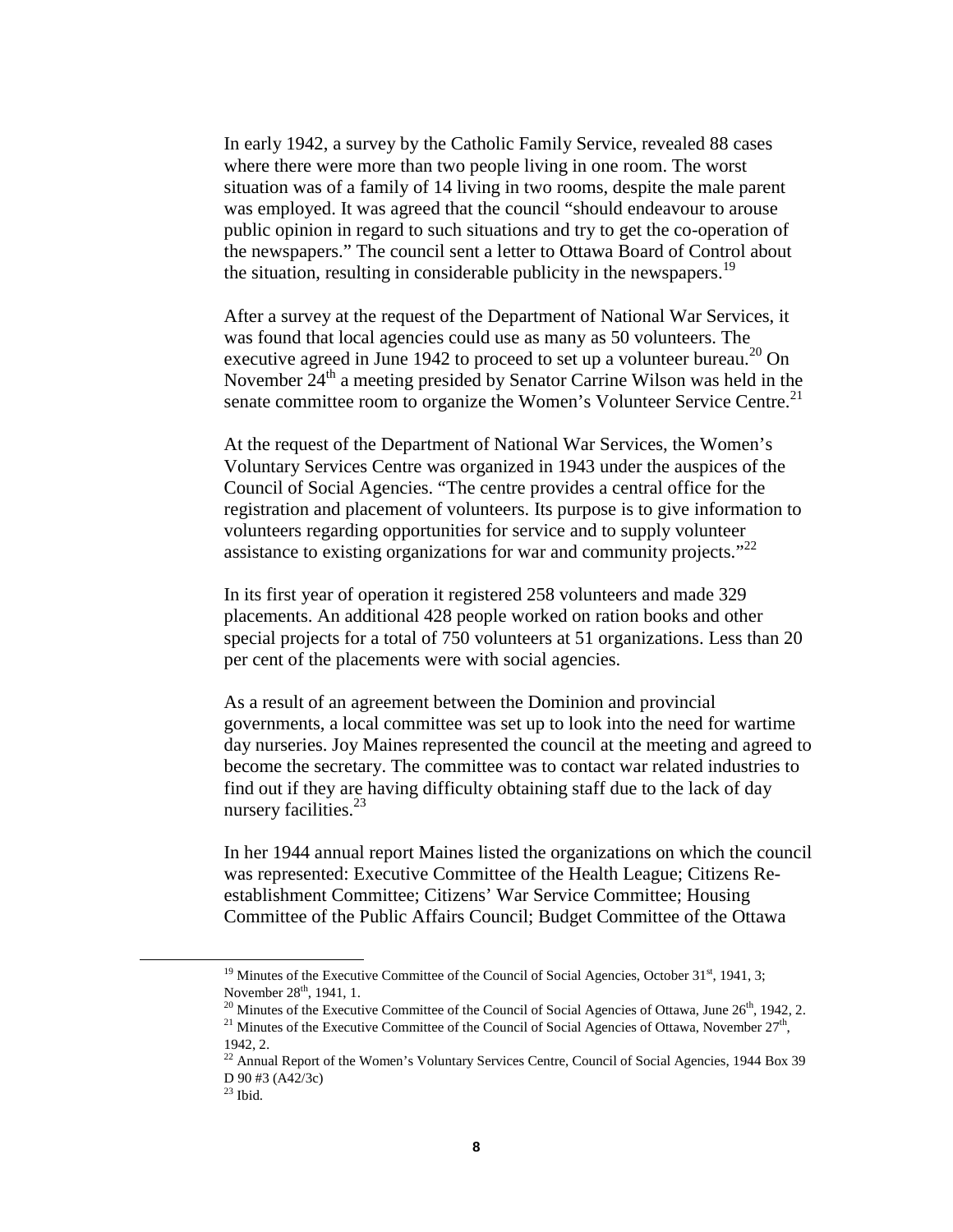In early 1942, a survey by the Catholic Family Service, revealed 88 cases where there were more than two people living in one room. The worst situation was of a family of 14 living in two rooms, despite the male parent was employed. It was agreed that the council "should endeavour to arouse public opinion in regard to such situations and try to get the co-operation of the newspapers." The council sent a letter to Ottawa Board of Control about the situation, resulting in considerable publicity in the newspapers.[19]

After a survey at the request of the Department of National War Services, it was found that local agencies could use as many as 50 volunteers. The executive agreed in June 1942 to proceed to set up a volunteer bureau.[20] On November 24th a meeting presided by Senator Carrine Wilson was held in the senate committee room to organize the Women's Volunteer Service Centre.[21]

At the request of the Department of National War Services, the Women's Voluntary Services Centre was organized in 1943 under the auspices of the Council of Social Agencies. "The centre provides a central office for the registration and placement of volunteers. Its purpose is to give information to volunteers regarding opportunities for service and to supply volunteer assistance to existing organizations for war and community projects."[22]

In its first year of operation it registered 258 volunteers and made 329 placements. An additional 428 people worked on ration books and other special projects for a total of 750 volunteers at 51 organizations. Less than 20 per cent of the placements were with social agencies.

As a result of an agreement between the Dominion and provincial governments, a local committee was set up to look into the need for wartime day nurseries. Joy Maines represented the council at the meeting and agreed to become the secretary. The committee was to contact war related industries to find out if they are having difficulty obtaining staff due to the lack of day nursery facilities.[23]

In her 1944 annual report Maines listed the organizations on which the council was represented: Executive Committee of the Health League; Citizens Re-establishment Committee; Citizens' War Service Committee; Housing Committee of the Public Affairs Council; Budget Committee of the Ottawa

---

[19] Minutes of the Executive Committee of the Council of Social Agencies, October 31st, 1941, 3; November 28th, 1941, 1.

[20] Minutes of the Executive Committee of the Council of Social Agencies of Ottawa, June 26th, 1942, 2.

[21] Minutes of the Executive Committee of the Council of Social Agencies of Ottawa, November 27th, 1942, 2.

[22] Annual Report of the Women's Voluntary Services Centre, Council of Social Agencies, 1944 Box 39 D 90 #3 (A42/3c)

[23] Ibid.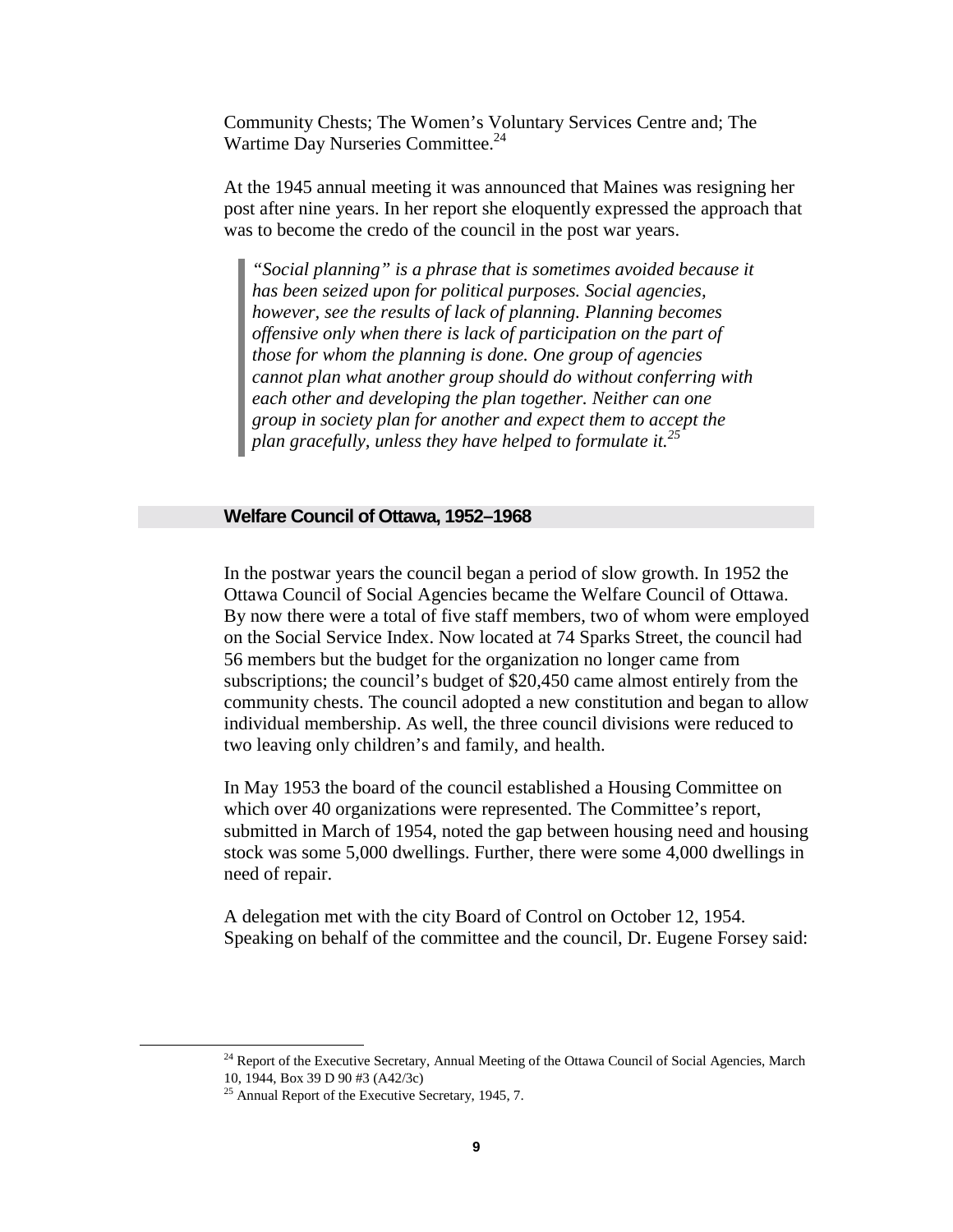Community Chests; The Women's Voluntary Services Centre and; The Wartime Day Nurseries Committee.[24]

At the 1945 annual meeting it was announced that Maines was resigning her post after nine years. In her report she eloquently expressed the approach that was to become the credo of the council in the post war years.

> *"Social planning" is a phrase that is sometimes avoided because it has been seized upon for political purposes. Social agencies, however, see the results of lack of planning. Planning becomes offensive only when there is lack of participation on the part of those for whom the planning is done. One group of agencies cannot plan what another group should do without conferring with each other and developing the plan together. Neither can one group in society plan for another and expect them to accept the plan gracefully, unless they have helped to formulate it.*[25]

## Welfare Council of Ottawa, 1952–1968

In the postwar years the council began a period of slow growth. In 1952 the Ottawa Council of Social Agencies became the Welfare Council of Ottawa. By now there were a total of five staff members, two of whom were employed on the Social Service Index. Now located at 74 Sparks Street, the council had 56 members but the budget for the organization no longer came from subscriptions; the council's budget of $20,450 came almost entirely from the community chests. The council adopted a new constitution and began to allow individual membership. As well, the three council divisions were reduced to two leaving only children's and family, and health.

In May 1953 the board of the council established a Housing Committee on which over 40 organizations were represented. The Committee's report, submitted in March of 1954, noted the gap between housing need and housing stock was some 5,000 dwellings. Further, there were some 4,000 dwellings in need of repair.

A delegation met with the city Board of Control on October 12, 1954. Speaking on behalf of the committee and the council, Dr. Eugene Forsey said:

---

[24] Report of the Executive Secretary, Annual Meeting of the Ottawa Council of Social Agencies, March 10, 1944, Box 39 D 90 #3 (A42/3c)

[25] Annual Report of the Executive Secretary, 1945, 7.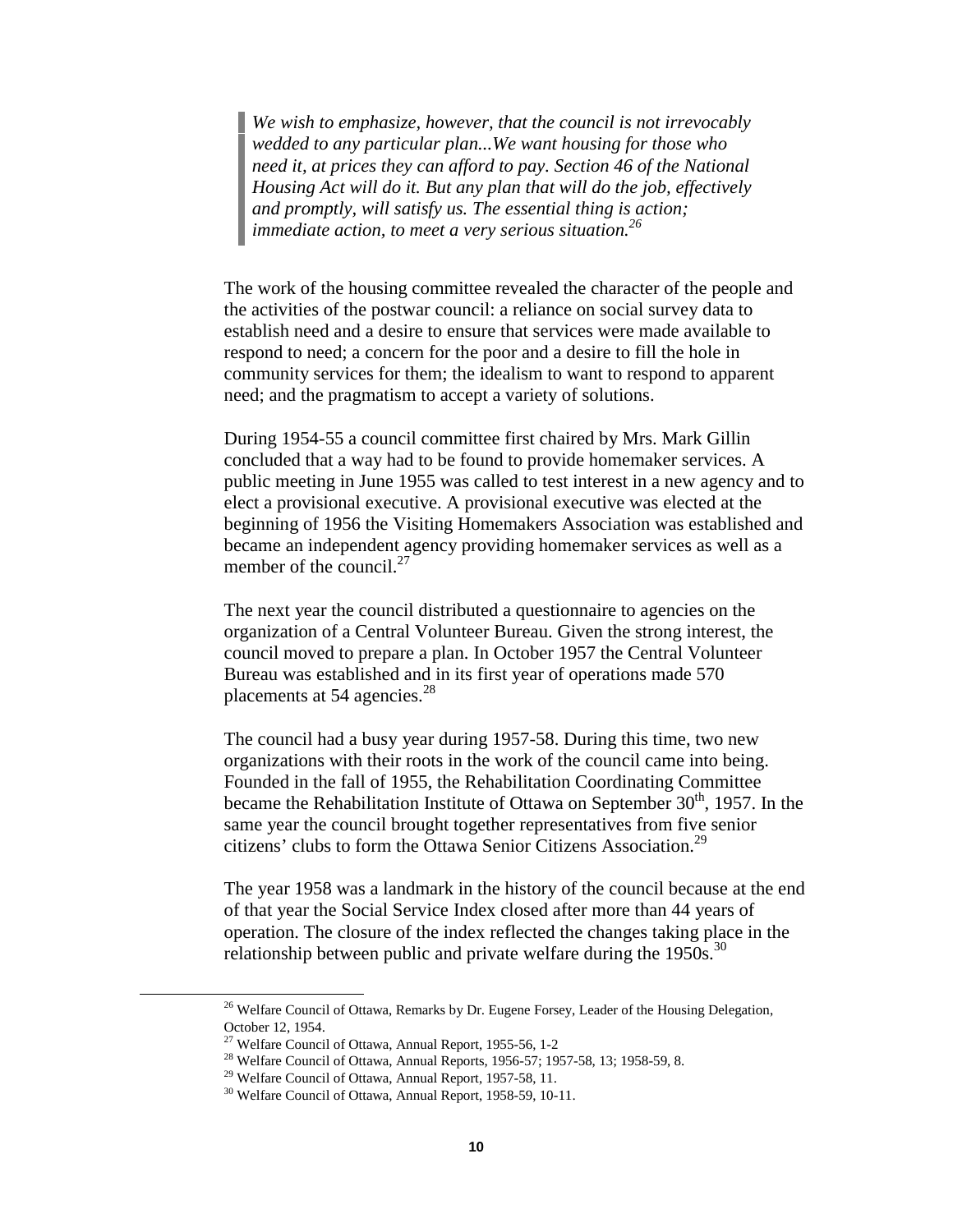> *We wish to emphasize, however, that the council is not irrevocably wedded to any particular plan...We want housing for those who need it, at prices they can afford to pay. Section 46 of the National Housing Act will do it. But any plan that will do the job, effectively and promptly, will satisfy us. The essential thing is action; immediate action, to meet a very serious situation.*[26]

The work of the housing committee revealed the character of the people and the activities of the postwar council: a reliance on social survey data to establish need and a desire to ensure that services were made available to respond to need; a concern for the poor and a desire to fill the hole in community services for them; the idealism to want to respond to apparent need; and the pragmatism to accept a variety of solutions.

During 1954-55 a council committee first chaired by Mrs. Mark Gillin concluded that a way had to be found to provide homemaker services. A public meeting in June 1955 was called to test interest in a new agency and to elect a provisional executive. A provisional executive was elected at the beginning of 1956 the Visiting Homemakers Association was established and became an independent agency providing homemaker services as well as a member of the council.[27]

The next year the council distributed a questionnaire to agencies on the organization of a Central Volunteer Bureau. Given the strong interest, the council moved to prepare a plan. In October 1957 the Central Volunteer Bureau was established and in its first year of operations made 570 placements at 54 agencies.[28]

The council had a busy year during 1957-58. During this time, two new organizations with their roots in the work of the council came into being. Founded in the fall of 1955, the Rehabilitation Coordinating Committee became the Rehabilitation Institute of Ottawa on September 30th, 1957. In the same year the council brought together representatives from five senior citizens' clubs to form the Ottawa Senior Citizens Association.[29]

The year 1958 was a landmark in the history of the council because at the end of that year the Social Service Index closed after more than 44 years of operation. The closure of the index reflected the changes taking place in the relationship between public and private welfare during the 1950s.[30]

---

[26] Welfare Council of Ottawa, Remarks by Dr. Eugene Forsey, Leader of the Housing Delegation, October 12, 1954.

[27] Welfare Council of Ottawa, Annual Report, 1955-56, 1-2

[28] Welfare Council of Ottawa, Annual Reports, 1956-57; 1957-58, 13; 1958-59, 8.

[29] Welfare Council of Ottawa, Annual Report, 1957-58, 11.

[30] Welfare Council of Ottawa, Annual Report, 1958-59, 10-11.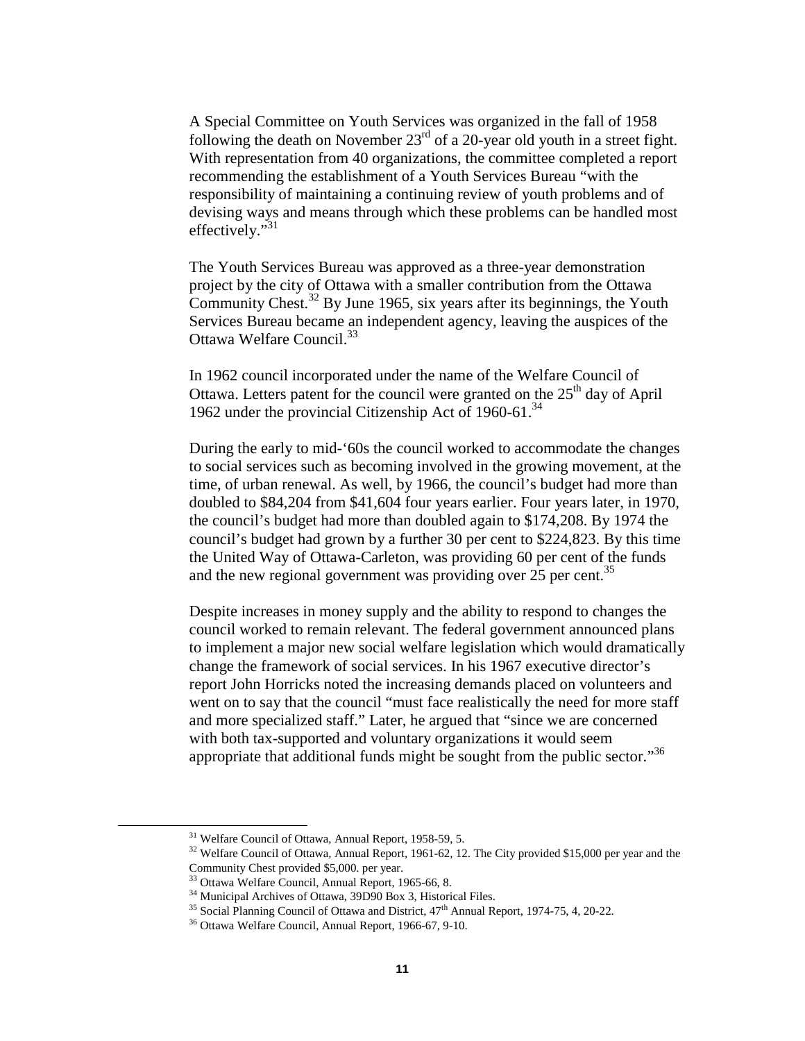A Special Committee on Youth Services was organized in the fall of 1958 following the death on November 23rd of a 20-year old youth in a street fight. With representation from 40 organizations, the committee completed a report recommending the establishment of a Youth Services Bureau "with the responsibility of maintaining a continuing review of youth problems and of devising ways and means through which these problems can be handled most effectively."[31]

The Youth Services Bureau was approved as a three-year demonstration project by the city of Ottawa with a smaller contribution from the Ottawa Community Chest.[32] By June 1965, six years after its beginnings, the Youth Services Bureau became an independent agency, leaving the auspices of the Ottawa Welfare Council.[33]

In 1962 council incorporated under the name of the Welfare Council of Ottawa. Letters patent for the council were granted on the 25th day of April 1962 under the provincial Citizenship Act of 1960-61.[34]

During the early to mid-'60s the council worked to accommodate the changes to social services such as becoming involved in the growing movement, at the time, of urban renewal. As well, by 1966, the council's budget had more than doubled to $84,204 from $41,604 four years earlier. Four years later, in 1970, the council's budget had more than doubled again to $174,208. By 1974 the council's budget had grown by a further 30 per cent to $224,823. By this time the United Way of Ottawa-Carleton, was providing 60 per cent of the funds and the new regional government was providing over 25 per cent.[35]

Despite increases in money supply and the ability to respond to changes the council worked to remain relevant. The federal government announced plans to implement a major new social welfare legislation which would dramatically change the framework of social services. In his 1967 executive director's report John Horricks noted the increasing demands placed on volunteers and went on to say that the council "must face realistically the need for more staff and more specialized staff." Later, he argued that "since we are concerned with both tax-supported and voluntary organizations it would seem appropriate that additional funds might be sought from the public sector."[36]

---

[31] Welfare Council of Ottawa, Annual Report, 1958-59, 5.

[32] Welfare Council of Ottawa, Annual Report, 1961-62, 12. The City provided $15,000 per year and the Community Chest provided $5,000. per year.

[33] Ottawa Welfare Council, Annual Report, 1965-66, 8.

[34] Municipal Archives of Ottawa, 39D90 Box 3, Historical Files.

[35] Social Planning Council of Ottawa and District, 47th Annual Report, 1974-75, 4, 20-22.

[36] Ottawa Welfare Council, Annual Report, 1966-67, 9-10.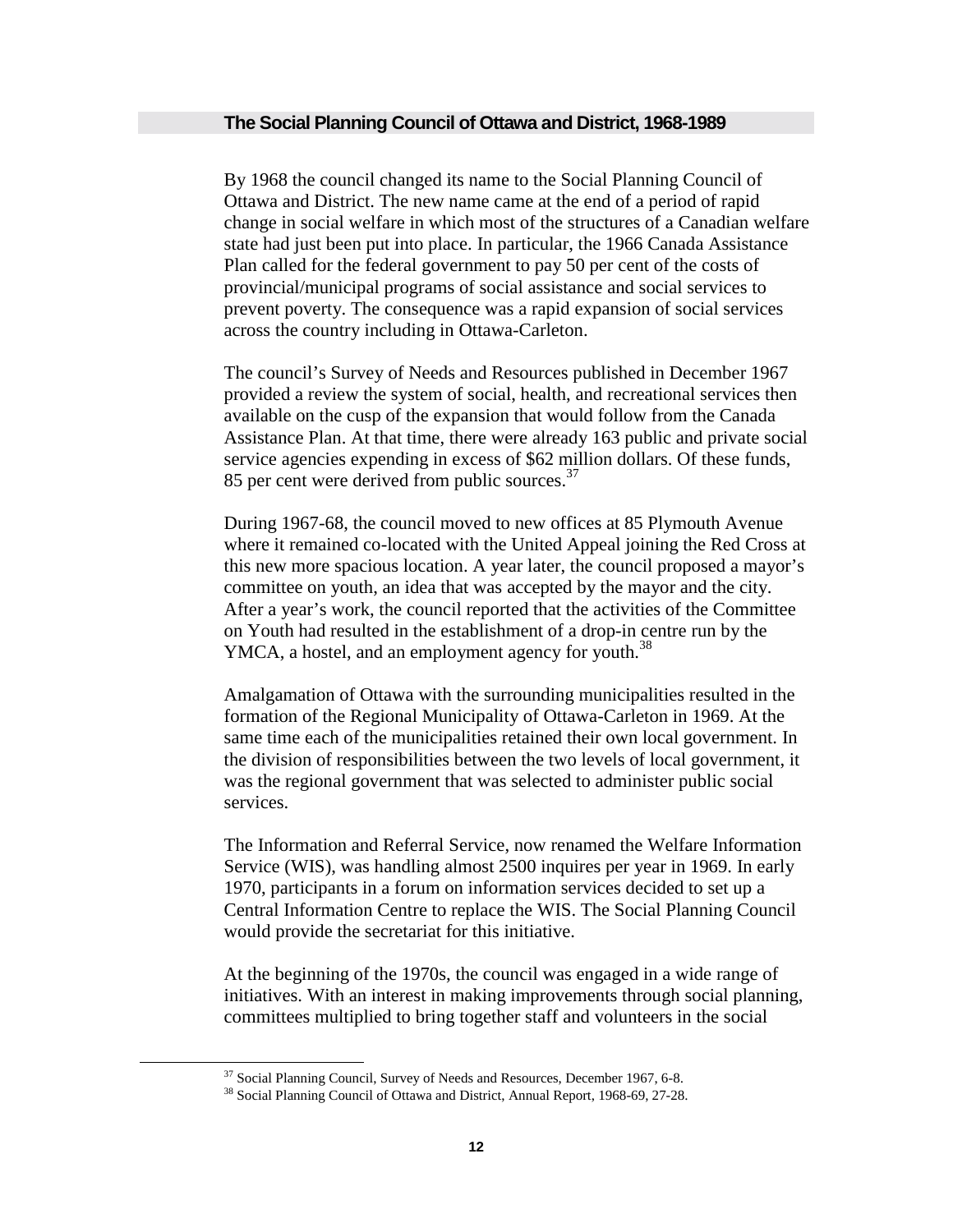## The Social Planning Council of Ottawa and District, 1968-1989

By 1968 the council changed its name to the Social Planning Council of Ottawa and District. The new name came at the end of a period of rapid change in social welfare in which most of the structures of a Canadian welfare state had just been put into place. In particular, the 1966 Canada Assistance Plan called for the federal government to pay 50 per cent of the costs of provincial/municipal programs of social assistance and social services to prevent poverty. The consequence was a rapid expansion of social services across the country including in Ottawa-Carleton.

The council's Survey of Needs and Resources published in December 1967 provided a review the system of social, health, and recreational services then available on the cusp of the expansion that would follow from the Canada Assistance Plan. At that time, there were already 163 public and private social service agencies expending in excess of $62 million dollars. Of these funds, 85 per cent were derived from public sources.[37]

During 1967-68, the council moved to new offices at 85 Plymouth Avenue where it remained co-located with the United Appeal joining the Red Cross at this new more spacious location. A year later, the council proposed a mayor's committee on youth, an idea that was accepted by the mayor and the city. After a year's work, the council reported that the activities of the Committee on Youth had resulted in the establishment of a drop-in centre run by the YMCA, a hostel, and an employment agency for youth.[38]

Amalgamation of Ottawa with the surrounding municipalities resulted in the formation of the Regional Municipality of Ottawa-Carleton in 1969. At the same time each of the municipalities retained their own local government. In the division of responsibilities between the two levels of local government, it was the regional government that was selected to administer public social services.

The Information and Referral Service, now renamed the Welfare Information Service (WIS), was handling almost 2500 inquires per year in 1969. In early 1970, participants in a forum on information services decided to set up a Central Information Centre to replace the WIS. The Social Planning Council would provide the secretariat for this initiative.

At the beginning of the 1970s, the council was engaged in a wide range of initiatives. With an interest in making improvements through social planning, committees multiplied to bring together staff and volunteers in the social

---

[37] Social Planning Council, Survey of Needs and Resources, December 1967, 6-8.

[38] Social Planning Council of Ottawa and District, Annual Report, 1968-69, 27-28.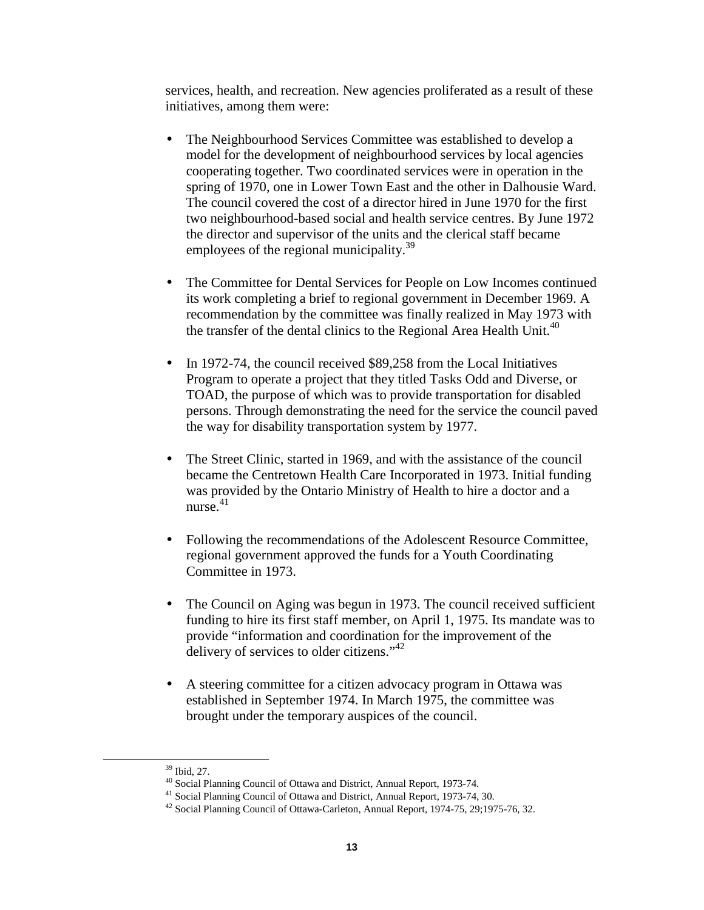services, health, and recreation. New agencies proliferated as a result of these initiatives, among them were:

- The Neighbourhood Services Committee was established to develop a model for the development of neighbourhood services by local agencies cooperating together. Two coordinated services were in operation in the spring of 1970, one in Lower Town East and the other in Dalhousie Ward. The council covered the cost of a director hired in June 1970 for the first two neighbourhood-based social and health service centres. By June 1972 the director and supervisor of the units and the clerical staff became employees of the regional municipality.[39]

- The Committee for Dental Services for People on Low Incomes continued its work completing a brief to regional government in December 1969. A recommendation by the committee was finally realized in May 1973 with the transfer of the dental clinics to the Regional Area Health Unit.[40]

- In 1972-74, the council received $89,258 from the Local Initiatives Program to operate a project that they titled Tasks Odd and Diverse, or TOAD, the purpose of which was to provide transportation for disabled persons. Through demonstrating the need for the service the council paved the way for disability transportation system by 1977.

- The Street Clinic, started in 1969, and with the assistance of the council became the Centretown Health Care Incorporated in 1973. Initial funding was provided by the Ontario Ministry of Health to hire a doctor and a nurse.[41]

- Following the recommendations of the Adolescent Resource Committee, regional government approved the funds for a Youth Coordinating Committee in 1973.

- The Council on Aging was begun in 1973. The council received sufficient funding to hire its first staff member, on April 1, 1975. Its mandate was to provide "information and coordination for the improvement of the delivery of services to older citizens."[42]

- A steering committee for a citizen advocacy program in Ottawa was established in September 1974. In March 1975, the committee was brought under the temporary auspices of the council.

---

[39] Ibid, 27.

[40] Social Planning Council of Ottawa and District, Annual Report, 1973-74.

[41] Social Planning Council of Ottawa and District, Annual Report, 1973-74, 30.

[42] Social Planning Council of Ottawa-Carleton, Annual Report, 1974-75, 29;1975-76, 32.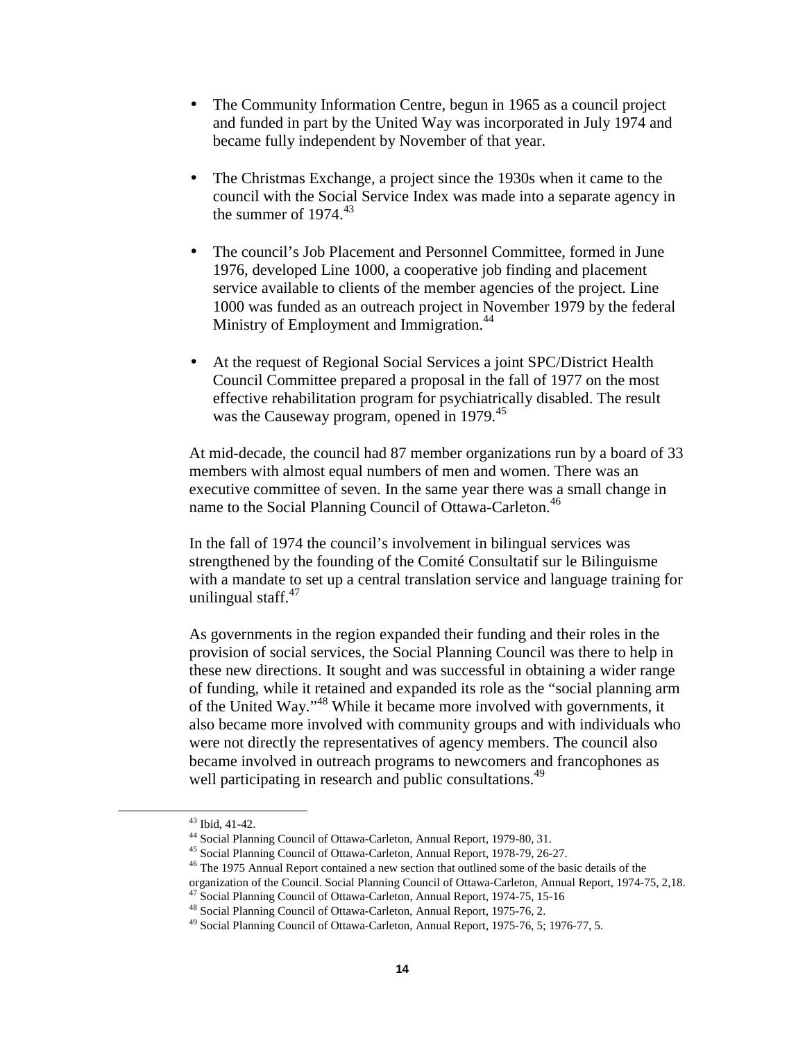- The Community Information Centre, begun in 1965 as a council project and funded in part by the United Way was incorporated in July 1974 and became fully independent by November of that year.

- The Christmas Exchange, a project since the 1930s when it came to the council with the Social Service Index was made into a separate agency in the summer of 1974.[43]

- The council's Job Placement and Personnel Committee, formed in June 1976, developed Line 1000, a cooperative job finding and placement service available to clients of the member agencies of the project. Line 1000 was funded as an outreach project in November 1979 by the federal Ministry of Employment and Immigration.[44]

- At the request of Regional Social Services a joint SPC/District Health Council Committee prepared a proposal in the fall of 1977 on the most effective rehabilitation program for psychiatrically disabled. The result was the Causeway program, opened in 1979.[45]

At mid-decade, the council had 87 member organizations run by a board of 33 members with almost equal numbers of men and women. There was an executive committee of seven. In the same year there was a small change in name to the Social Planning Council of Ottawa-Carleton.[46]

In the fall of 1974 the council's involvement in bilingual services was strengthened by the founding of the Comité Consultatif sur le Bilinguisme with a mandate to set up a central translation service and language training for unilingual staff.[47]

As governments in the region expanded their funding and their roles in the provision of social services, the Social Planning Council was there to help in these new directions. It sought and was successful in obtaining a wider range of funding, while it retained and expanded its role as the "social planning arm of the United Way."[48] While it became more involved with governments, it also became more involved with community groups and with individuals who were not directly the representatives of agency members. The council also became involved in outreach programs to newcomers and francophones as well participating in research and public consultations.[49]

---

[43] Ibid, 41-42.

[44] Social Planning Council of Ottawa-Carleton, Annual Report, 1979-80, 31.

[45] Social Planning Council of Ottawa-Carleton, Annual Report, 1978-79, 26-27.

[46] The 1975 Annual Report contained a new section that outlined some of the basic details of the organization of the Council. Social Planning Council of Ottawa-Carleton, Annual Report, 1974-75, 2,18.

[47] Social Planning Council of Ottawa-Carleton, Annual Report, 1974-75, 15-16

[48] Social Planning Council of Ottawa-Carleton, Annual Report, 1975-76, 2.

[49] Social Planning Council of Ottawa-Carleton, Annual Report, 1975-76, 5; 1976-77, 5.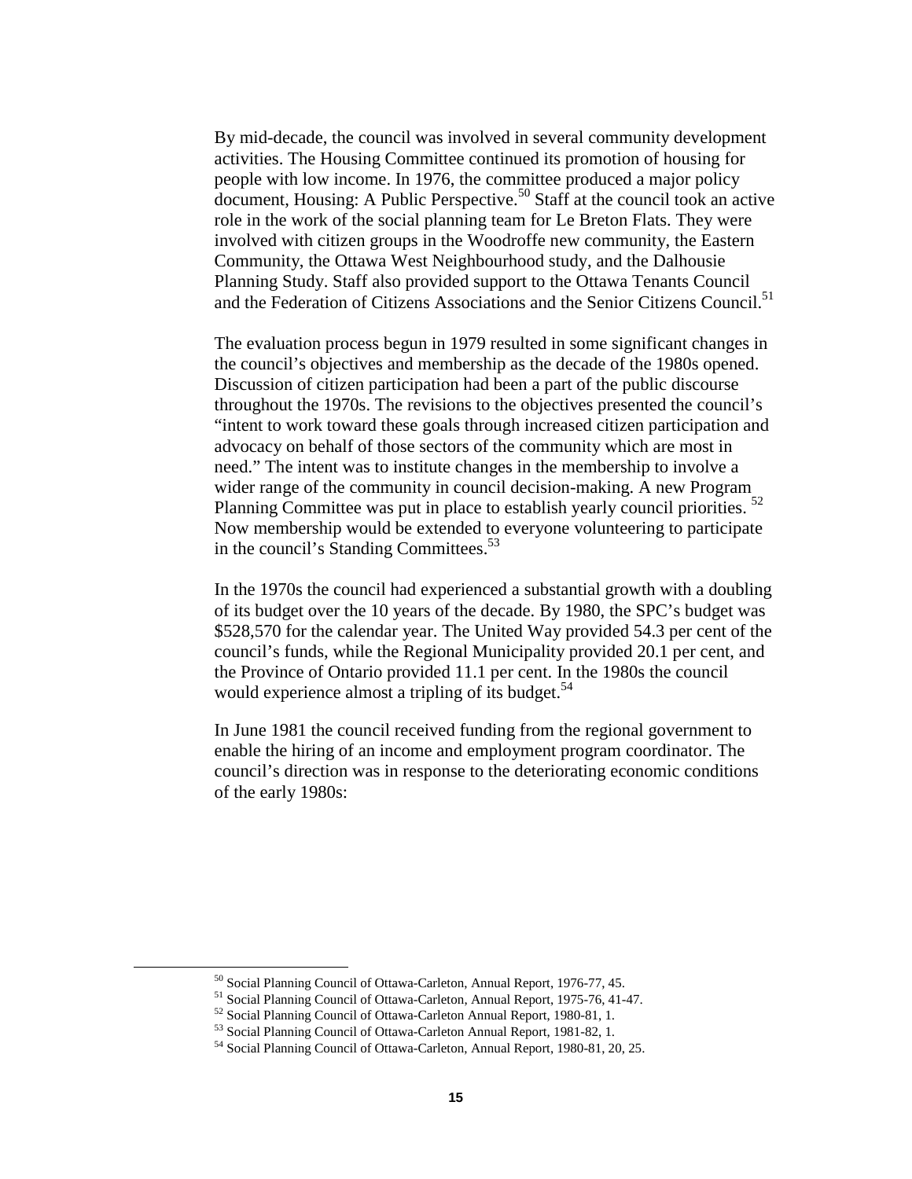By mid-decade, the council was involved in several community development activities. The Housing Committee continued its promotion of housing for people with low income. In 1976, the committee produced a major policy document, Housing: A Public Perspective.[50] Staff at the council took an active role in the work of the social planning team for Le Breton Flats. They were involved with citizen groups in the Woodroffe new community, the Eastern Community, the Ottawa West Neighbourhood study, and the Dalhousie Planning Study. Staff also provided support to the Ottawa Tenants Council and the Federation of Citizens Associations and the Senior Citizens Council.[51]

The evaluation process begun in 1979 resulted in some significant changes in the council's objectives and membership as the decade of the 1980s opened. Discussion of citizen participation had been a part of the public discourse throughout the 1970s. The revisions to the objectives presented the council's "intent to work toward these goals through increased citizen participation and advocacy on behalf of those sectors of the community which are most in need." The intent was to institute changes in the membership to involve a wider range of the community in council decision-making. A new Program Planning Committee was put in place to establish yearly council priorities. [52] Now membership would be extended to everyone volunteering to participate in the council's Standing Committees.[53]

In the 1970s the council had experienced a substantial growth with a doubling of its budget over the 10 years of the decade. By 1980, the SPC's budget was \$528,570 for the calendar year. The United Way provided 54.3 per cent of the council's funds, while the Regional Municipality provided 20.1 per cent, and the Province of Ontario provided 11.1 per cent. In the 1980s the council would experience almost a tripling of its budget.[54]

In June 1981 the council received funding from the regional government to enable the hiring of an income and employment program coordinator. The council's direction was in response to the deteriorating economic conditions of the early 1980s:

---

[50] Social Planning Council of Ottawa-Carleton, Annual Report, 1976-77, 45.

[51] Social Planning Council of Ottawa-Carleton, Annual Report, 1975-76, 41-47.

[52] Social Planning Council of Ottawa-Carleton Annual Report, 1980-81, 1.

[53] Social Planning Council of Ottawa-Carleton Annual Report, 1981-82, 1.

[54] Social Planning Council of Ottawa-Carleton, Annual Report, 1980-81, 20, 25.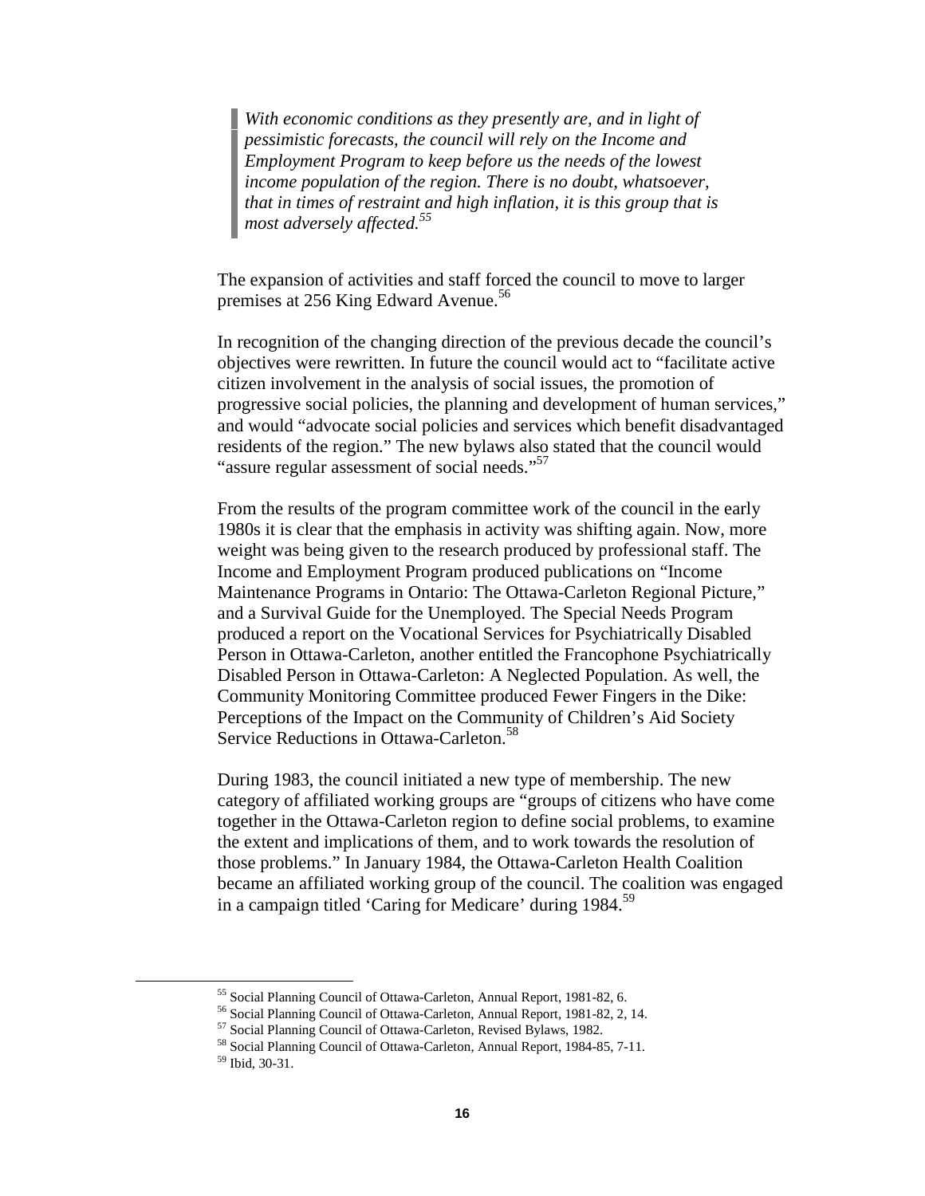> *With economic conditions as they presently are, and in light of pessimistic forecasts, the council will rely on the Income and Employment Program to keep before us the needs of the lowest income population of the region. There is no doubt, whatsoever, that in times of restraint and high inflation, it is this group that is most adversely affected.*[55]

The expansion of activities and staff forced the council to move to larger premises at 256 King Edward Avenue.[56]

In recognition of the changing direction of the previous decade the council's objectives were rewritten. In future the council would act to "facilitate active citizen involvement in the analysis of social issues, the promotion of progressive social policies, the planning and development of human services," and would "advocate social policies and services which benefit disadvantaged residents of the region." The new bylaws also stated that the council would "assure regular assessment of social needs."[57]

From the results of the program committee work of the council in the early 1980s it is clear that the emphasis in activity was shifting again. Now, more weight was being given to the research produced by professional staff. The Income and Employment Program produced publications on "Income Maintenance Programs in Ontario: The Ottawa-Carleton Regional Picture," and a Survival Guide for the Unemployed. The Special Needs Program produced a report on the Vocational Services for Psychiatrically Disabled Person in Ottawa-Carleton, another entitled the Francophone Psychiatrically Disabled Person in Ottawa-Carleton: A Neglected Population. As well, the Community Monitoring Committee produced Fewer Fingers in the Dike: Perceptions of the Impact on the Community of Children's Aid Society Service Reductions in Ottawa-Carleton.[58]

During 1983, the council initiated a new type of membership. The new category of affiliated working groups are "groups of citizens who have come together in the Ottawa-Carleton region to define social problems, to examine the extent and implications of them, and to work towards the resolution of those problems." In January 1984, the Ottawa-Carleton Health Coalition became an affiliated working group of the council. The coalition was engaged in a campaign titled 'Caring for Medicare' during 1984.[59]

---

[55] Social Planning Council of Ottawa-Carleton, Annual Report, 1981-82, 6.
[56] Social Planning Council of Ottawa-Carleton, Annual Report, 1981-82, 2, 14.
[57] Social Planning Council of Ottawa-Carleton, Revised Bylaws, 1982.
[58] Social Planning Council of Ottawa-Carleton, Annual Report, 1984-85, 7-11.
[59] Ibid, 30-31.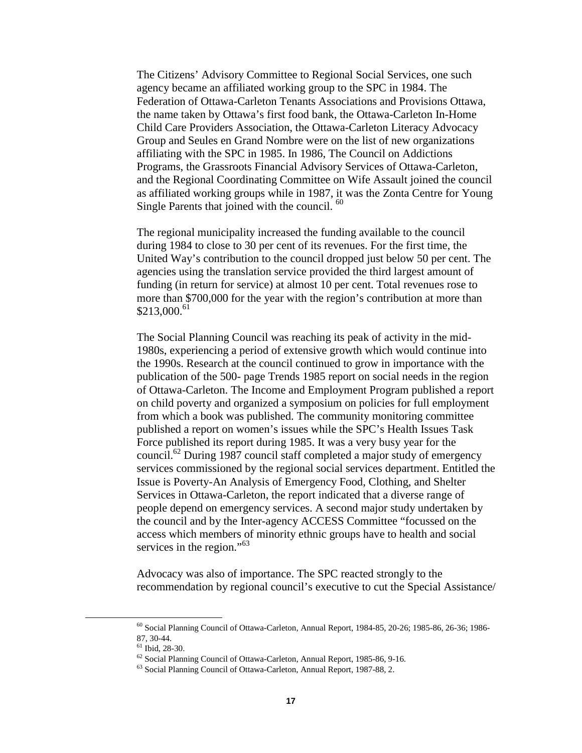The Citizens' Advisory Committee to Regional Social Services, one such agency became an affiliated working group to the SPC in 1984. The Federation of Ottawa-Carleton Tenants Associations and Provisions Ottawa, the name taken by Ottawa's first food bank, the Ottawa-Carleton In-Home Child Care Providers Association, the Ottawa-Carleton Literacy Advocacy Group and Seules en Grand Nombre were on the list of new organizations affiliating with the SPC in 1985. In 1986, The Council on Addictions Programs, the Grassroots Financial Advisory Services of Ottawa-Carleton, and the Regional Coordinating Committee on Wife Assault joined the council as affiliated working groups while in 1987, it was the Zonta Centre for Young Single Parents that joined with the council. [60]

The regional municipality increased the funding available to the council during 1984 to close to 30 per cent of its revenues. For the first time, the United Way's contribution to the council dropped just below 50 per cent. The agencies using the translation service provided the third largest amount of funding (in return for service) at almost 10 per cent. Total revenues rose to more than $700,000 for the year with the region's contribution at more than $213,000.[61]

The Social Planning Council was reaching its peak of activity in the mid-1980s, experiencing a period of extensive growth which would continue into the 1990s. Research at the council continued to grow in importance with the publication of the 500- page Trends 1985 report on social needs in the region of Ottawa-Carleton. The Income and Employment Program published a report on child poverty and organized a symposium on policies for full employment from which a book was published. The community monitoring committee published a report on women's issues while the SPC's Health Issues Task Force published its report during 1985. It was a very busy year for the council.[62] During 1987 council staff completed a major study of emergency services commissioned by the regional social services department. Entitled the Issue is Poverty-An Analysis of Emergency Food, Clothing, and Shelter Services in Ottawa-Carleton, the report indicated that a diverse range of people depend on emergency services. A second major study undertaken by the council and by the Inter-agency ACCESS Committee "focussed on the access which members of minority ethnic groups have to health and social services in the region."[63]

Advocacy was also of importance. The SPC reacted strongly to the recommendation by regional council's executive to cut the Special Assistance/

---

[60] Social Planning Council of Ottawa-Carleton, Annual Report, 1984-85, 20-26; 1985-86, 26-36; 1986-87, 30-44.

[61] Ibid, 28-30.

[62] Social Planning Council of Ottawa-Carleton, Annual Report, 1985-86, 9-16.

[63] Social Planning Council of Ottawa-Carleton, Annual Report, 1987-88, 2.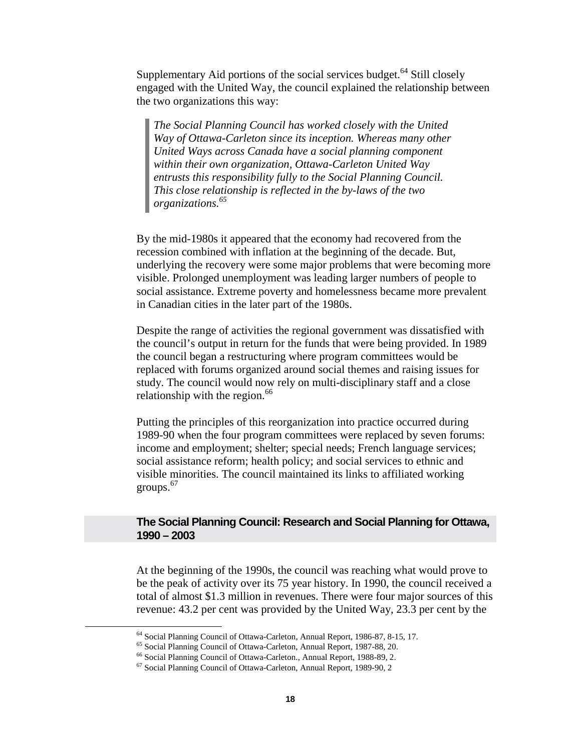Supplementary Aid portions of the social services budget.[64] Still closely engaged with the United Way, the council explained the relationship between the two organizations this way:

> *The Social Planning Council has worked closely with the United Way of Ottawa-Carleton since its inception. Whereas many other United Ways across Canada have a social planning component within their own organization, Ottawa-Carleton United Way entrusts this responsibility fully to the Social Planning Council. This close relationship is reflected in the by-laws of the two organizations.*[65]

By the mid-1980s it appeared that the economy had recovered from the recession combined with inflation at the beginning of the decade. But, underlying the recovery were some major problems that were becoming more visible. Prolonged unemployment was leading larger numbers of people to social assistance. Extreme poverty and homelessness became more prevalent in Canadian cities in the later part of the 1980s.

Despite the range of activities the regional government was dissatisfied with the council's output in return for the funds that were being provided. In 1989 the council began a restructuring where program committees would be replaced with forums organized around social themes and raising issues for study. The council would now rely on multi-disciplinary staff and a close relationship with the region.[66]

Putting the principles of this reorganization into practice occurred during 1989-90 when the four program committees were replaced by seven forums: income and employment; shelter; special needs; French language services; social assistance reform; health policy; and social services to ethnic and visible minorities. The council maintained its links to affiliated working groups.[67]

## The Social Planning Council: Research and Social Planning for Ottawa, 1990 – 2003

At the beginning of the 1990s, the council was reaching what would prove to be the peak of activity over its 75 year history. In 1990, the council received a total of almost $1.3 million in revenues. There were four major sources of this revenue: 43.2 per cent was provided by the United Way, 23.3 per cent by the

---

[64] Social Planning Council of Ottawa-Carleton, Annual Report, 1986-87, 8-15, 17.
[65] Social Planning Council of Ottawa-Carleton, Annual Report, 1987-88, 20.
[66] Social Planning Council of Ottawa-Carleton., Annual Report, 1988-89, 2.
[67] Social Planning Council of Ottawa-Carleton, Annual Report, 1989-90, 2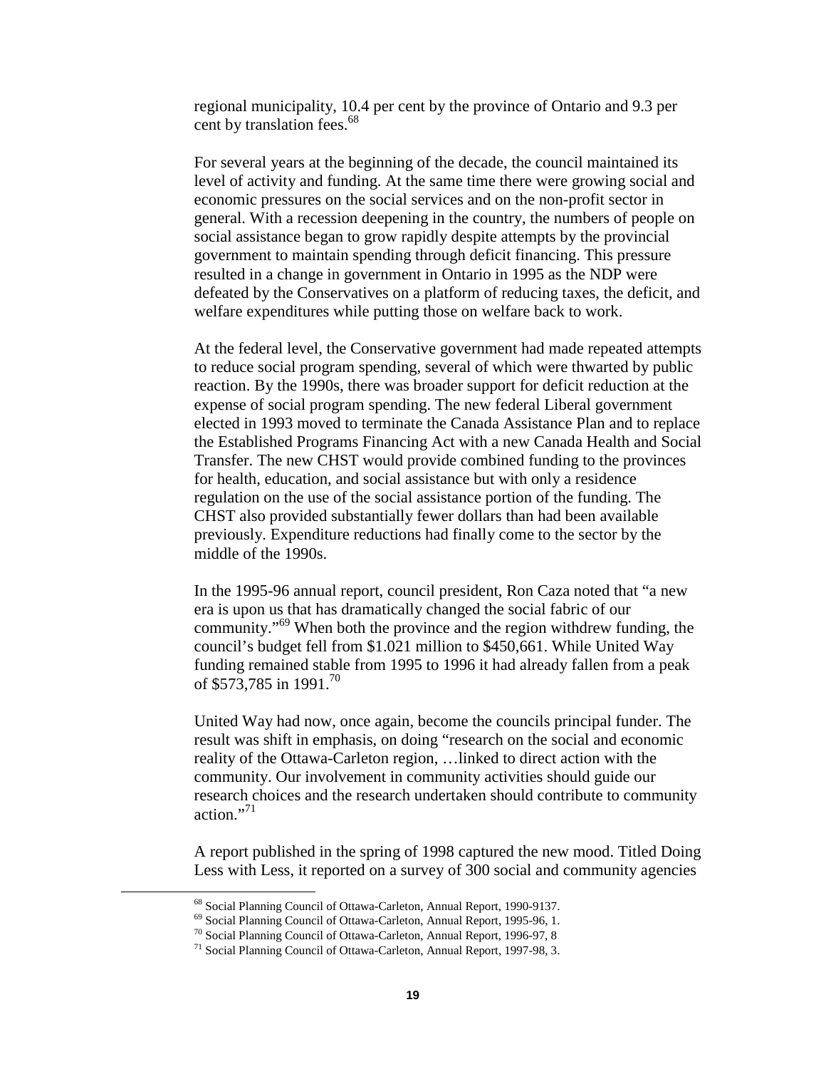regional municipality, 10.4 per cent by the province of Ontario and 9.3 per cent by translation fees.[68]

For several years at the beginning of the decade, the council maintained its level of activity and funding. At the same time there were growing social and economic pressures on the social services and on the non-profit sector in general. With a recession deepening in the country, the numbers of people on social assistance began to grow rapidly despite attempts by the provincial government to maintain spending through deficit financing. This pressure resulted in a change in government in Ontario in 1995 as the NDP were defeated by the Conservatives on a platform of reducing taxes, the deficit, and welfare expenditures while putting those on welfare back to work.

At the federal level, the Conservative government had made repeated attempts to reduce social program spending, several of which were thwarted by public reaction. By the 1990s, there was broader support for deficit reduction at the expense of social program spending. The new federal Liberal government elected in 1993 moved to terminate the Canada Assistance Plan and to replace the Established Programs Financing Act with a new Canada Health and Social Transfer. The new CHST would provide combined funding to the provinces for health, education, and social assistance but with only a residence regulation on the use of the social assistance portion of the funding. The CHST also provided substantially fewer dollars than had been available previously. Expenditure reductions had finally come to the sector by the middle of the 1990s.

In the 1995-96 annual report, council president, Ron Caza noted that "a new era is upon us that has dramatically changed the social fabric of our community."[69] When both the province and the region withdrew funding, the council's budget fell from $1.021 million to $450,661. While United Way funding remained stable from 1995 to 1996 it had already fallen from a peak of $573,785 in 1991.[70]

United Way had now, once again, become the councils principal funder. The result was shift in emphasis, on doing "research on the social and economic reality of the Ottawa-Carleton region, …linked to direct action with the community. Our involvement in community activities should guide our research choices and the research undertaken should contribute to community action."[71]

A report published in the spring of 1998 captured the new mood. Titled Doing Less with Less, it reported on a survey of 300 social and community agencies

[68] Social Planning Council of Ottawa-Carleton, Annual Report, 1990-9137.

[69] Social Planning Council of Ottawa-Carleton, Annual Report, 1995-96, 1.

[70] Social Planning Council of Ottawa-Carleton, Annual Report, 1996-97, 8

[71] Social Planning Council of Ottawa-Carleton, Annual Report, 1997-98, 3.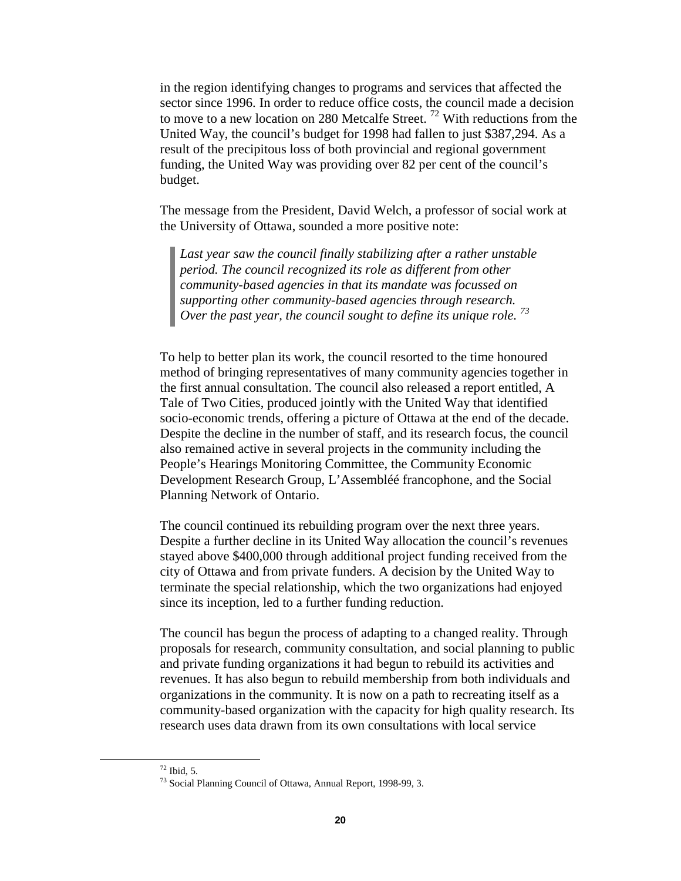in the region identifying changes to programs and services that affected the sector since 1996. In order to reduce office costs, the council made a decision to move to a new location on 280 Metcalfe Street. [72] With reductions from the United Way, the council's budget for 1998 had fallen to just $387,294. As a result of the precipitous loss of both provincial and regional government funding, the United Way was providing over 82 per cent of the council's budget.

The message from the President, David Welch, a professor of social work at the University of Ottawa, sounded a more positive note:

> *Last year saw the council finally stabilizing after a rather unstable period. The council recognized its role as different from other community-based agencies in that its mandate was focussed on supporting other community-based agencies through research. Over the past year, the council sought to define its unique role.* [73]

To help to better plan its work, the council resorted to the time honoured method of bringing representatives of many community agencies together in the first annual consultation. The council also released a report entitled, A Tale of Two Cities, produced jointly with the United Way that identified socio-economic trends, offering a picture of Ottawa at the end of the decade. Despite the decline in the number of staff, and its research focus, the council also remained active in several projects in the community including the People's Hearings Monitoring Committee, the Community Economic Development Research Group, L'Assembléé francophone, and the Social Planning Network of Ontario.

The council continued its rebuilding program over the next three years. Despite a further decline in its United Way allocation the council's revenues stayed above $400,000 through additional project funding received from the city of Ottawa and from private funders. A decision by the United Way to terminate the special relationship, which the two organizations had enjoyed since its inception, led to a further funding reduction.

The council has begun the process of adapting to a changed reality. Through proposals for research, community consultation, and social planning to public and private funding organizations it had begun to rebuild its activities and revenues. It has also begun to rebuild membership from both individuals and organizations in the community. It is now on a path to recreating itself as a community-based organization with the capacity for high quality research. Its research uses data drawn from its own consultations with local service

[72] Ibid, 5.

[73] Social Planning Council of Ottawa, Annual Report, 1998-99, 3.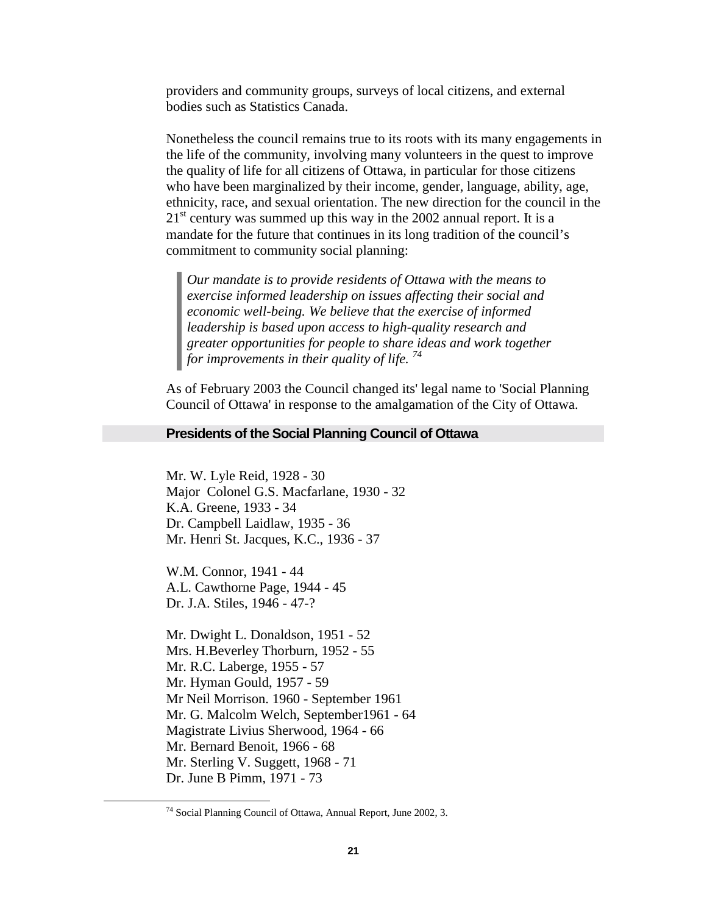providers and community groups, surveys of local citizens, and external bodies such as Statistics Canada.

Nonetheless the council remains true to its roots with its many engagements in the life of the community, involving many volunteers in the quest to improve the quality of life for all citizens of Ottawa, in particular for those citizens who have been marginalized by their income, gender, language, ability, age, ethnicity, race, and sexual orientation. The new direction for the council in the 21st century was summed up this way in the 2002 annual report. It is a mandate for the future that continues in its long tradition of the council's commitment to community social planning:

> *Our mandate is to provide residents of Ottawa with the means to exercise informed leadership on issues affecting their social and economic well-being. We believe that the exercise of informed leadership is based upon access to high-quality research and greater opportunities for people to share ideas and work together for improvements in their quality of life.* [74]

As of February 2003 the Council changed its' legal name to 'Social Planning Council of Ottawa' in response to the amalgamation of the City of Ottawa.

## Presidents of the Social Planning Council of Ottawa

Mr. W. Lyle Reid, 1928 - 30
Major Colonel G.S. Macfarlane, 1930 - 32
K.A. Greene, 1933 - 34
Dr. Campbell Laidlaw, 1935 - 36
Mr. Henri St. Jacques, K.C., 1936 - 37

W.M. Connor, 1941 - 44
A.L. Cawthorne Page, 1944 - 45
Dr. J.A. Stiles, 1946 - 47-?

Mr. Dwight L. Donaldson, 1951 - 52
Mrs. H.Beverley Thorburn, 1952 - 55
Mr. R.C. Laberge, 1955 - 57
Mr. Hyman Gould, 1957 - 59
Mr Neil Morrison. 1960 - September 1961
Mr. G. Malcolm Welch, September1961 - 64
Magistrate Livius Sherwood, 1964 - 66
Mr. Bernard Benoit, 1966 - 68
Mr. Sterling V. Suggett, 1968 - 71
Dr. June B Pimm, 1971 - 73

---

[74] Social Planning Council of Ottawa, Annual Report, June 2002, 3.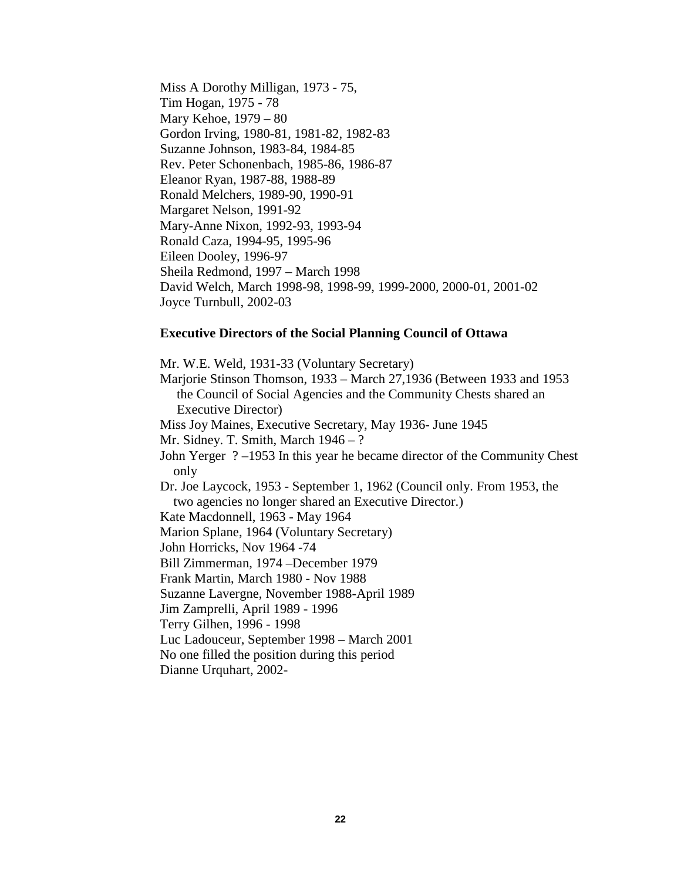Miss A Dorothy Milligan, 1973 - 75,
Tim Hogan, 1975 - 78
Mary Kehoe, 1979 – 80
Gordon Irving, 1980-81, 1981-82, 1982-83
Suzanne Johnson, 1983-84, 1984-85
Rev. Peter Schonenbach, 1985-86, 1986-87
Eleanor Ryan, 1987-88, 1988-89
Ronald Melchers, 1989-90, 1990-91
Margaret Nelson, 1991-92
Mary-Anne Nixon, 1992-93, 1993-94
Ronald Caza, 1994-95, 1995-96
Eileen Dooley, 1996-97
Sheila Redmond, 1997 – March 1998
David Welch, March 1998-98, 1998-99, 1999-2000, 2000-01, 2001-02
Joyce Turnbull, 2002-03

**Executive Directors of the Social Planning Council of Ottawa**

Mr. W.E. Weld, 1931-33 (Voluntary Secretary)
Marjorie Stinson Thomson, 1933 – March 27,1936 (Between 1933 and 1953 the Council of Social Agencies and the Community Chests shared an Executive Director)
Miss Joy Maines, Executive Secretary, May 1936- June 1945
Mr. Sidney. T. Smith, March 1946 – ?
John Yerger ? –1953 In this year he became director of the Community Chest only
Dr. Joe Laycock, 1953 - September 1, 1962 (Council only. From 1953, the two agencies no longer shared an Executive Director.)
Kate Macdonnell, 1963 - May 1964
Marion Splane, 1964 (Voluntary Secretary)
John Horricks, Nov 1964 -74
Bill Zimmerman, 1974 –December 1979
Frank Martin, March 1980 - Nov 1988
Suzanne Lavergne, November 1988-April 1989
Jim Zamprelli, April 1989 - 1996
Terry Gilhen, 1996 - 1998
Luc Ladouceur, September 1998 – March 2001
No one filled the position during this period
Dianne Urquhart, 2002-